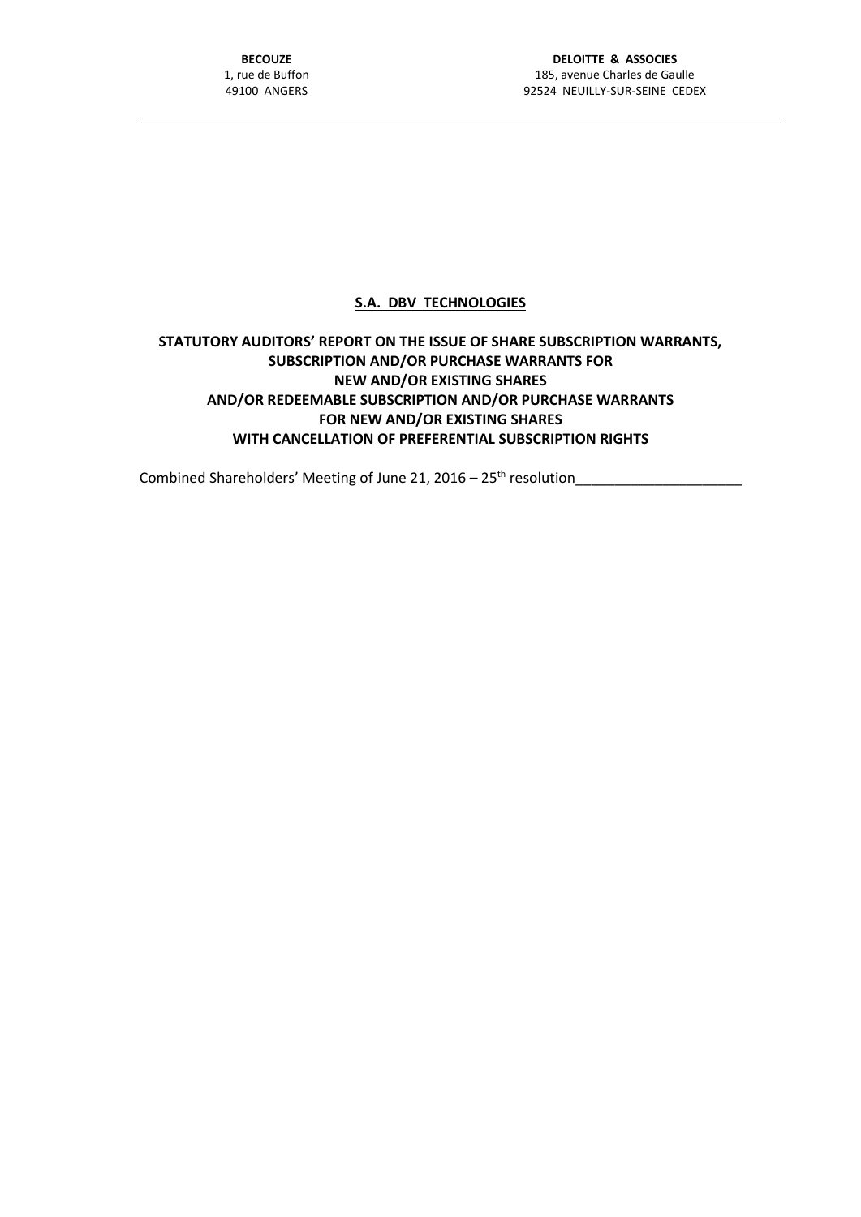**BECOUZE**
1, rue de Buffon
49100 ANGERS

**DELOITTE & ASSOCIES**
185, avenue Charles de Gaulle
92524 NEUILLY-SUR-SEINE CEDEX

---

# S.A. DBV TECHNOLOGIES

## STATUTORY AUDITORS' REPORT ON THE ISSUE OF SHARE SUBSCRIPTION WARRANTS, SUBSCRIPTION AND/OR PURCHASE WARRANTS FOR NEW AND/OR EXISTING SHARES AND/OR REDEEMABLE SUBSCRIPTION AND/OR PURCHASE WARRANTS FOR NEW AND/OR EXISTING SHARES WITH CANCELLATION OF PREFERENTIAL SUBSCRIPTION RIGHTS

Combined Shareholders' Meeting of June 21, 2016 – 25th resolution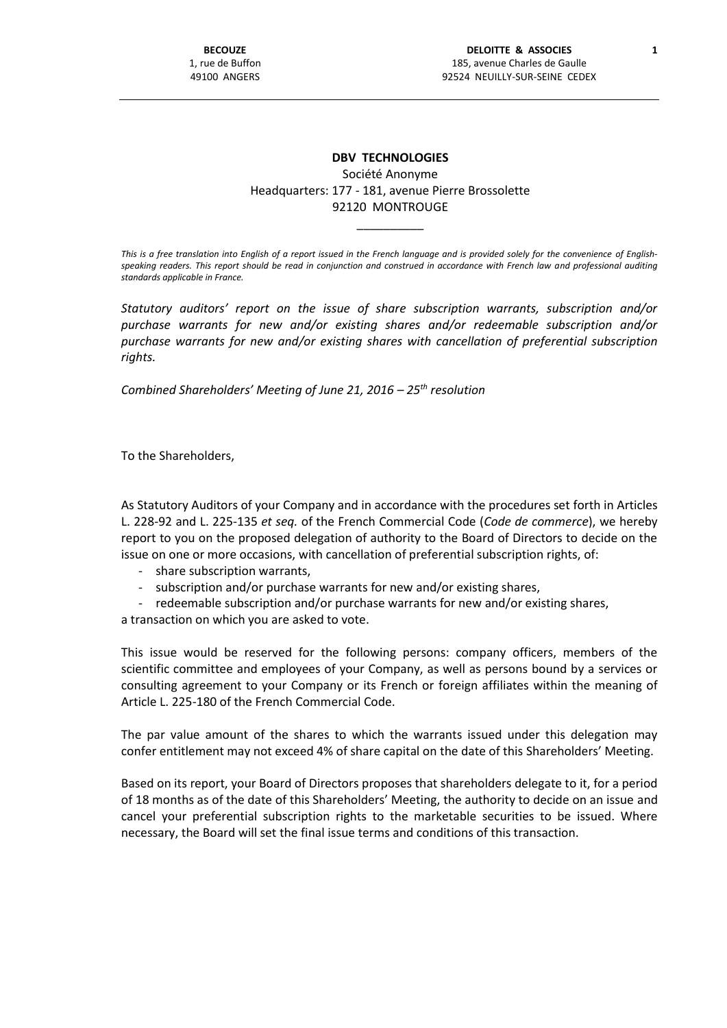BECOUZE
1, rue de Buffon
49100 ANGERS

DELOITTE & ASSOCIES
185, avenue Charles de Gaulle
92524 NEUILLY-SUR-SEINE CEDEX

**DBV TECHNOLOGIES**

Société Anonyme

Headquarters: 177 - 181, avenue Pierre Brossolette

92120 MONTROUGE

\_\_\_\_\_\_\_\_\_\_

*This is a free translation into English of a report issued in the French language and is provided solely for the convenience of English-speaking readers. This report should be read in conjunction and construed in accordance with French law and professional auditing standards applicable in France.*

*Statutory auditors' report on the issue of share subscription warrants, subscription and/or purchase warrants for new and/or existing shares and/or redeemable subscription and/or purchase warrants for new and/or existing shares with cancellation of preferential subscription rights.*

*Combined Shareholders' Meeting of June 21, 2016 – 25th resolution*

To the Shareholders,

As Statutory Auditors of your Company and in accordance with the procedures set forth in Articles L. 228-92 and L. 225-135 *et seq.* of the French Commercial Code (*Code de commerce*), we hereby report to you on the proposed delegation of authority to the Board of Directors to decide on the issue on one or more occasions, with cancellation of preferential subscription rights, of:

- share subscription warrants,
- subscription and/or purchase warrants for new and/or existing shares,
- redeemable subscription and/or purchase warrants for new and/or existing shares,

a transaction on which you are asked to vote.

This issue would be reserved for the following persons: company officers, members of the scientific committee and employees of your Company, as well as persons bound by a services or consulting agreement to your Company or its French or foreign affiliates within the meaning of Article L. 225-180 of the French Commercial Code.

The par value amount of the shares to which the warrants issued under this delegation may confer entitlement may not exceed 4% of share capital on the date of this Shareholders' Meeting.

Based on its report, your Board of Directors proposes that shareholders delegate to it, for a period of 18 months as of the date of this Shareholders' Meeting, the authority to decide on an issue and cancel your preferential subscription rights to the marketable securities to be issued. Where necessary, the Board will set the final issue terms and conditions of this transaction.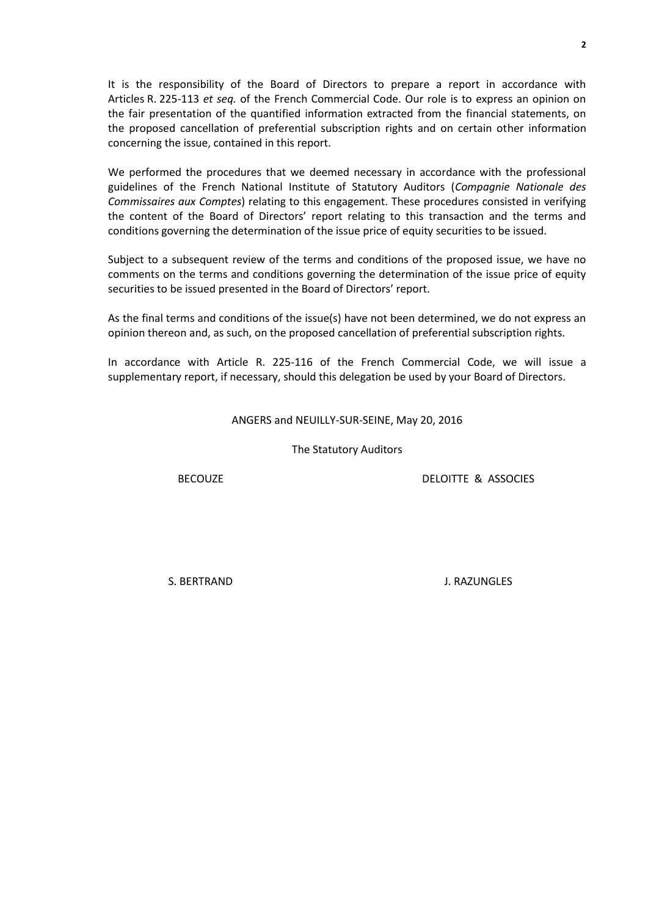It is the responsibility of the Board of Directors to prepare a report in accordance with Articles R. 225-113 *et seq.* of the French Commercial Code. Our role is to express an opinion on the fair presentation of the quantified information extracted from the financial statements, on the proposed cancellation of preferential subscription rights and on certain other information concerning the issue, contained in this report.

We performed the procedures that we deemed necessary in accordance with the professional guidelines of the French National Institute of Statutory Auditors (*Compagnie Nationale des Commissaires aux Comptes*) relating to this engagement. These procedures consisted in verifying the content of the Board of Directors' report relating to this transaction and the terms and conditions governing the determination of the issue price of equity securities to be issued.

Subject to a subsequent review of the terms and conditions of the proposed issue, we have no comments on the terms and conditions governing the determination of the issue price of equity securities to be issued presented in the Board of Directors' report.

As the final terms and conditions of the issue(s) have not been determined, we do not express an opinion thereon and, as such, on the proposed cancellation of preferential subscription rights.

In accordance with Article R. 225-116 of the French Commercial Code, we will issue a supplementary report, if necessary, should this delegation be used by your Board of Directors.

ANGERS and NEUILLY-SUR-SEINE, May 20, 2016

The Statutory Auditors

BECOUZE

S. BERTRAND

DELOITTE & ASSOCIES

J. RAZUNGLES